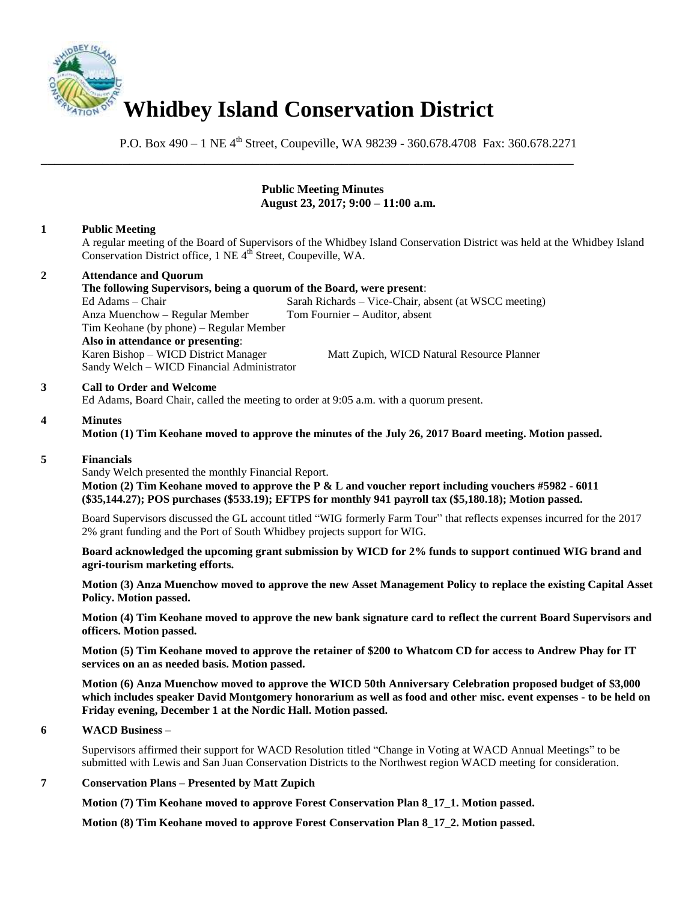# Whidbey Island Conservation District

P.O. Box 490 – 1 NE 4th Street, Coupeville, WA 98239 - 360.678.4708 Fax: 360.678.2271

---

**Public Meeting Minutes**
**August 23, 2017; 9:00 – 11:00 a.m.**

**1 Public Meeting**

A regular meeting of the Board of Supervisors of the Whidbey Island Conservation District was held at the Whidbey Island Conservation District office, 1 NE 4th Street, Coupeville, WA.

**2 Attendance and Quorum**

**The following Supervisors, being a quorum of the Board, were present**:

Ed Adams – Chair
Sarah Richards – Vice-Chair, absent (at WSCC meeting)
Anza Muenchow – Regular Member
Tom Fournier – Auditor, absent
Tim Keohane (by phone) – Regular Member

**Also in attendance or presenting**:

Karen Bishop – WICD District Manager
Matt Zupich, WICD Natural Resource Planner
Sandy Welch – WICD Financial Administrator

**3 Call to Order and Welcome**

Ed Adams, Board Chair, called the meeting to order at 9:05 a.m. with a quorum present.

**4 Minutes**

**Motion (1) Tim Keohane moved to approve the minutes of the July 26, 2017 Board meeting. Motion passed.**

**5 Financials**

Sandy Welch presented the monthly Financial Report.

**Motion (2) Tim Keohane moved to approve the P & L and voucher report including vouchers #5982 - 6011 ($35,144.27); POS purchases ($533.19); EFTPS for monthly 941 payroll tax ($5,180.18); Motion passed.**

Board Supervisors discussed the GL account titled "WIG formerly Farm Tour" that reflects expenses incurred for the 2017 2% grant funding and the Port of South Whidbey projects support for WIG.

**Board acknowledged the upcoming grant submission by WICD for 2% funds to support continued WIG brand and agri-tourism marketing efforts.**

**Motion (3) Anza Muenchow moved to approve the new Asset Management Policy to replace the existing Capital Asset Policy. Motion passed.**

**Motion (4) Tim Keohane moved to approve the new bank signature card to reflect the current Board Supervisors and officers. Motion passed.**

**Motion (5) Tim Keohane moved to approve the retainer of $200 to Whatcom CD for access to Andrew Phay for IT services on an as needed basis. Motion passed.**

**Motion (6) Anza Muenchow moved to approve the WICD 50th Anniversary Celebration proposed budget of $3,000 which includes speaker David Montgomery honorarium as well as food and other misc. event expenses - to be held on Friday evening, December 1 at the Nordic Hall. Motion passed.**

**6 WACD Business –**

Supervisors affirmed their support for WACD Resolution titled "Change in Voting at WACD Annual Meetings" to be submitted with Lewis and San Juan Conservation Districts to the Northwest region WACD meeting for consideration.

**7 Conservation Plans – Presented by Matt Zupich**

**Motion (7) Tim Keohane moved to approve Forest Conservation Plan 8_17_1. Motion passed.**

**Motion (8) Tim Keohane moved to approve Forest Conservation Plan 8_17_2. Motion passed.**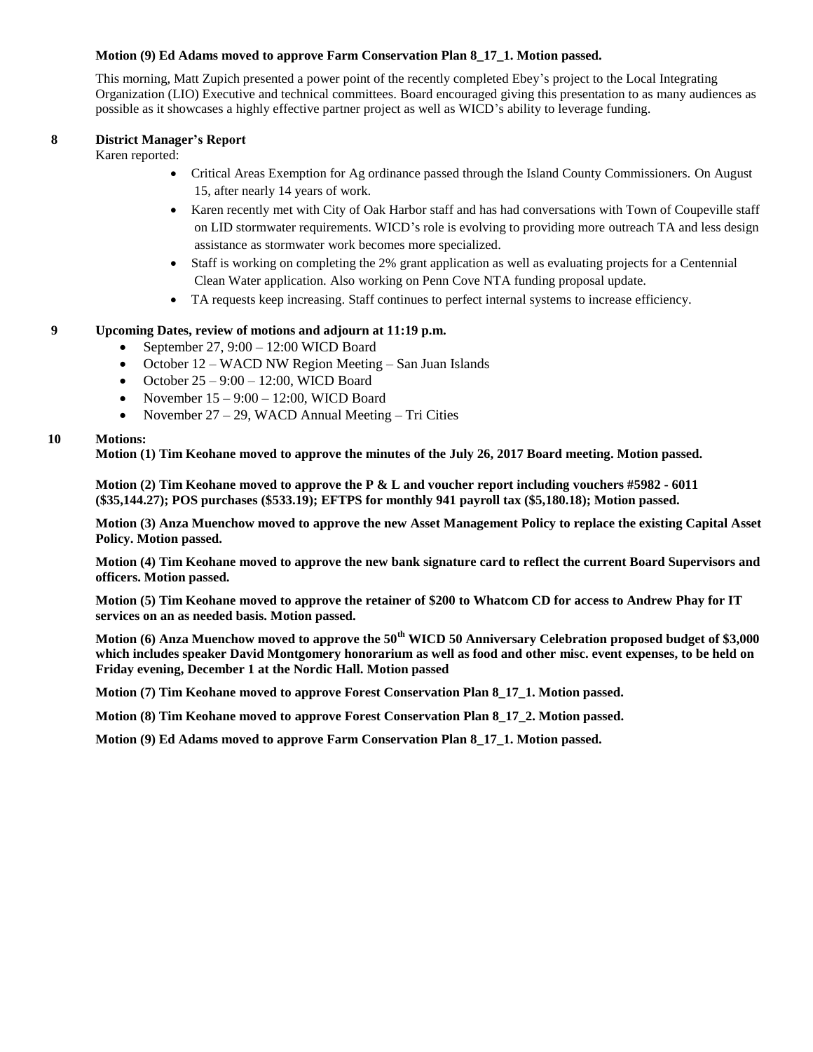**Motion (9) Ed Adams moved to approve Farm Conservation Plan 8_17_1. Motion passed.**

This morning, Matt Zupich presented a power point of the recently completed Ebey's project to the Local Integrating Organization (LIO) Executive and technical committees. Board encouraged giving this presentation to as many audiences as possible as it showcases a highly effective partner project as well as WICD's ability to leverage funding.

**8 District Manager's Report**

Karen reported:

- Critical Areas Exemption for Ag ordinance passed through the Island County Commissioners. On August 15, after nearly 14 years of work.
- Karen recently met with City of Oak Harbor staff and has had conversations with Town of Coupeville staff on LID stormwater requirements. WICD's role is evolving to providing more outreach TA and less design assistance as stormwater work becomes more specialized.
- Staff is working on completing the 2% grant application as well as evaluating projects for a Centennial Clean Water application. Also working on Penn Cove NTA funding proposal update.
- TA requests keep increasing. Staff continues to perfect internal systems to increase efficiency.

**9 Upcoming Dates, review of motions and adjourn at 11:19 p.m.**

- September 27, 9:00 – 12:00 WICD Board
- October 12 – WACD NW Region Meeting – San Juan Islands
- October 25 – 9:00 – 12:00, WICD Board
- November 15 – 9:00 – 12:00, WICD Board
- November 27 – 29, WACD Annual Meeting – Tri Cities

**10 Motions:**

**Motion (1) Tim Keohane moved to approve the minutes of the July 26, 2017 Board meeting. Motion passed.**

**Motion (2) Tim Keohane moved to approve the P & L and voucher report including vouchers #5982 - 6011 ($35,144.27); POS purchases ($533.19); EFTPS for monthly 941 payroll tax ($5,180.18); Motion passed.**

**Motion (3) Anza Muenchow moved to approve the new Asset Management Policy to replace the existing Capital Asset Policy. Motion passed.**

**Motion (4) Tim Keohane moved to approve the new bank signature card to reflect the current Board Supervisors and officers. Motion passed.**

**Motion (5) Tim Keohane moved to approve the retainer of $200 to Whatcom CD for access to Andrew Phay for IT services on an as needed basis. Motion passed.**

**Motion (6) Anza Muenchow moved to approve the 50th WICD 50 Anniversary Celebration proposed budget of $3,000 which includes speaker David Montgomery honorarium as well as food and other misc. event expenses, to be held on Friday evening, December 1 at the Nordic Hall. Motion passed**

**Motion (7) Tim Keohane moved to approve Forest Conservation Plan 8_17_1. Motion passed.**

**Motion (8) Tim Keohane moved to approve Forest Conservation Plan 8_17_2. Motion passed.**

**Motion (9) Ed Adams moved to approve Farm Conservation Plan 8_17_1. Motion passed.**